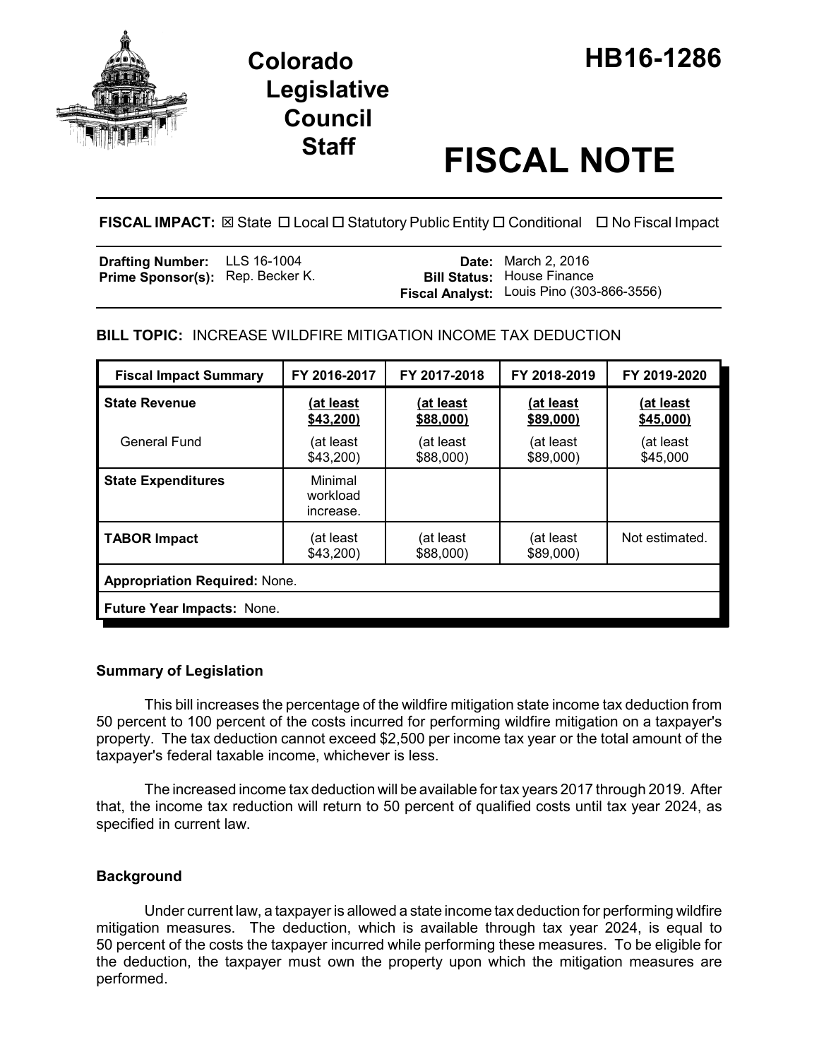# Colorado Legislative Council Staff

# HB16-1286

# FISCAL NOTE

**FISCAL IMPACT:** ☒ State ☐ Local ☐ Statutory Public Entity ☐ Conditional ☐ No Fiscal Impact

| | | | |
|---|---|---|---|
| **Drafting Number:** | LLS 16-1004 | **Date:** | March 2, 2016 |
| **Prime Sponsor(s):** | Rep. Becker K. | **Bill Status:** | House Finance |
| | | **Fiscal Analyst:** | Louis Pino (303-866-3556) |

**BILL TOPIC:** INCREASE WILDFIRE MITIGATION INCOME TAX DEDUCTION

| Fiscal Impact Summary | FY 2016-2017 | FY 2017-2018 | FY 2018-2019 | FY 2019-2020 |
|---|---|---|---|---|
| **State Revenue** | <u>(at least $43,200)</u> | <u>(at least $88,000)</u> | <u>(at least $89,000)</u> | <u>(at least $45,000)</u> |
| General Fund | (at least $43,200) | (at least $88,000) | (at least $89,000) | (at least $45,000 |
| **State Expenditures** | Minimal workload increase. | | | |
| **TABOR Impact** | (at least $43,200) | (at least $88,000) | (at least $89,000) | Not estimated. |
| **Appropriation Required:** None. | | | | |
| **Future Year Impacts:** None. | | | | |

## Summary of Legislation

This bill increases the percentage of the wildfire mitigation state income tax deduction from 50 percent to 100 percent of the costs incurred for performing wildfire mitigation on a taxpayer's property. The tax deduction cannot exceed $2,500 per income tax year or the total amount of the taxpayer's federal taxable income, whichever is less.

The increased income tax deduction will be available for tax years 2017 through 2019. After that, the income tax reduction will return to 50 percent of qualified costs until tax year 2024, as specified in current law.

## Background

Under current law, a taxpayer is allowed a state income tax deduction for performing wildfire mitigation measures. The deduction, which is available through tax year 2024, is equal to 50 percent of the costs the taxpayer incurred while performing these measures. To be eligible for the deduction, the taxpayer must own the property upon which the mitigation measures are performed.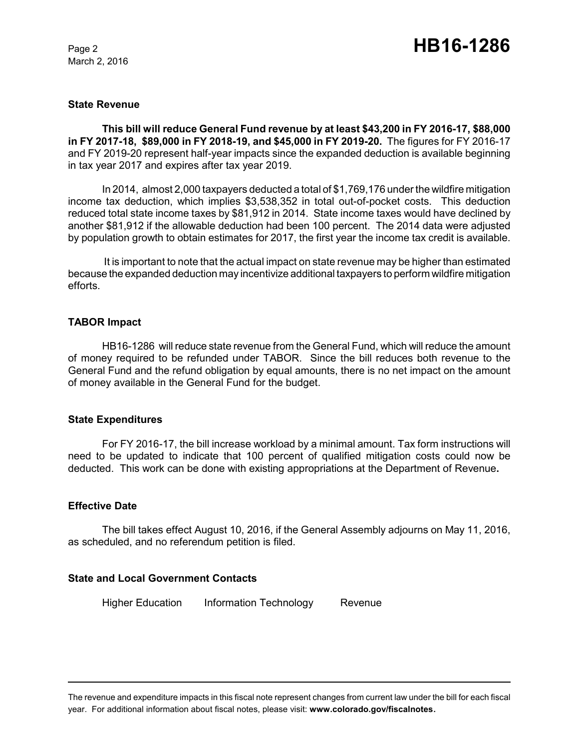## State Revenue

**This bill will reduce General Fund revenue by at least $43,200 in FY 2016-17, $88,000 in FY 2017-18, $89,000 in FY 2018-19, and $45,000 in FY 2019-20.** The figures for FY 2016-17 and FY 2019-20 represent half-year impacts since the expanded deduction is available beginning in tax year 2017 and expires after tax year 2019.

In 2014, almost 2,000 taxpayers deducted a total of $1,769,176 under the wildfire mitigation income tax deduction, which implies $3,538,352 in total out-of-pocket costs. This deduction reduced total state income taxes by $81,912 in 2014. State income taxes would have declined by another $81,912 if the allowable deduction had been 100 percent. The 2014 data were adjusted by population growth to obtain estimates for 2017, the first year the income tax credit is available.

It is important to note that the actual impact on state revenue may be higher than estimated because the expanded deduction may incentivize additional taxpayers to perform wildfire mitigation efforts.

## TABOR Impact

HB16-1286 will reduce state revenue from the General Fund, which will reduce the amount of money required to be refunded under TABOR. Since the bill reduces both revenue to the General Fund and the refund obligation by equal amounts, there is no net impact on the amount of money available in the General Fund for the budget.

## State Expenditures

For FY 2016-17, the bill increase workload by a minimal amount. Tax form instructions will need to be updated to indicate that 100 percent of qualified mitigation costs could now be deducted. This work can be done with existing appropriations at the Department of Revenue**.**

## Effective Date

The bill takes effect August 10, 2016, if the General Assembly adjourns on May 11, 2016, as scheduled, and no referendum petition is filed.

## State and Local Government Contacts

Higher Education    Information Technology    Revenue

The revenue and expenditure impacts in this fiscal note represent changes from current law under the bill for each fiscal year. For additional information about fiscal notes, please visit: **www.colorado.gov/fiscalnotes.**